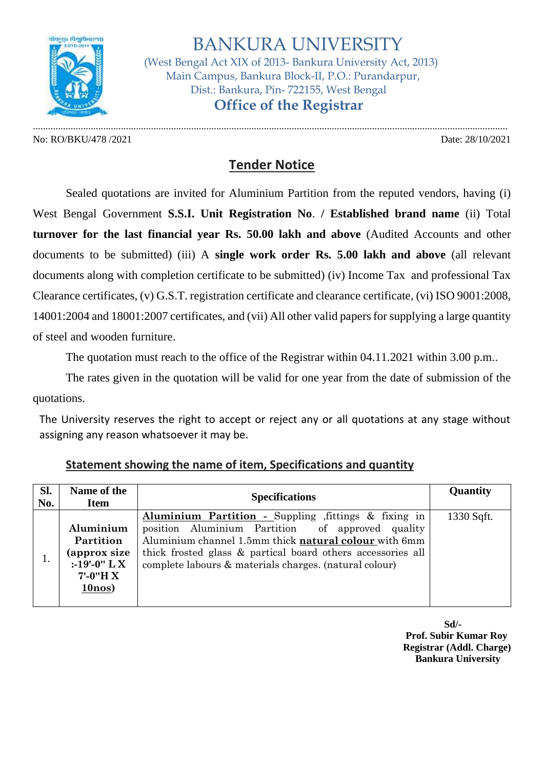# BANKURA UNIVERSITY

(West Bengal Act XIX of 2013- Bankura University Act, 2013)
Main Campus, Bankura Block-II, P.O.: Purandarpur,
Dist.: Bankura, Pin- 722155, West Bengal

## Office of the Registrar

No: RO/BKU/478 /2021 Date: 28/10/2021

## Tender Notice

Sealed quotations are invited for Aluminium Partition from the reputed vendors, having (i) West Bengal Government **S.S.I. Unit Registration No**. / **Established brand name** (ii) Total **turnover for the last financial year Rs. 50.00 lakh and above** (Audited Accounts and other documents to be submitted) (iii) A **single work order Rs. 5.00 lakh and above** (all relevant documents along with completion certificate to be submitted) (iv) Income Tax and professional Tax Clearance certificates, (v) G.S.T. registration certificate and clearance certificate, (vi) ISO 9001:2008, 14001:2004 and 18001:2007 certificates, and (vii) All other valid papers for supplying a large quantity of steel and wooden furniture.

The quotation must reach to the office of the Registrar within 04.11.2021 within 3.00 p.m..

The rates given in the quotation will be valid for one year from the date of submission of the quotations.

The University reserves the right to accept or reject any or all quotations at any stage without assigning any reason whatsoever it may be.

### Statement showing the name of item, Specifications and quantity

| Sl. No. | Name of the Item | Specifications | Quantity |
|---|---|---|---|
| 1. | **Aluminium Partition (approx size :-19'-0" L X 7'-0"H X 10nos)** | **Aluminium Partition -** Suppling ,fittings & fixing in position Aluminium Partition of approved quality Aluminium channel 1.5mm thick **natural colour** with 6mm thick frosted glass & partical board others accessories all complete labours & materials charges. (natural colour) | 1330 Sqft. |

**Sd/-**
**Prof. Subir Kumar Roy**
**Registrar (Addl. Charge)**
**Bankura University**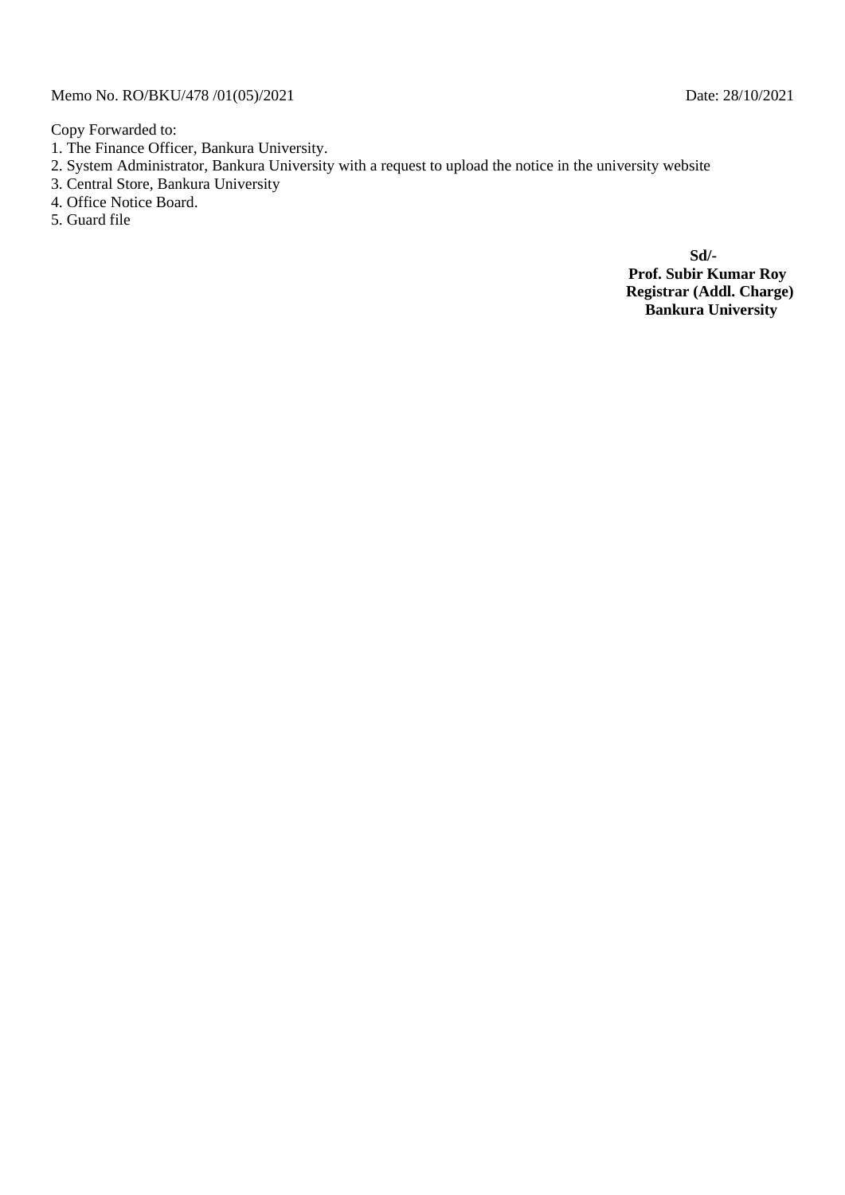Memo No. RO/BKU/478 /01(05)/2021 Date: 28/10/2021

Copy Forwarded to:

1. The Finance Officer, Bankura University.
2. System Administrator, Bankura University with a request to upload the notice in the university website
3. Central Store, Bankura University
4. Office Notice Board.
5. Guard file

**Sd/-**
**Prof. Subir Kumar Roy**
**Registrar (Addl. Charge)**
**Bankura University**